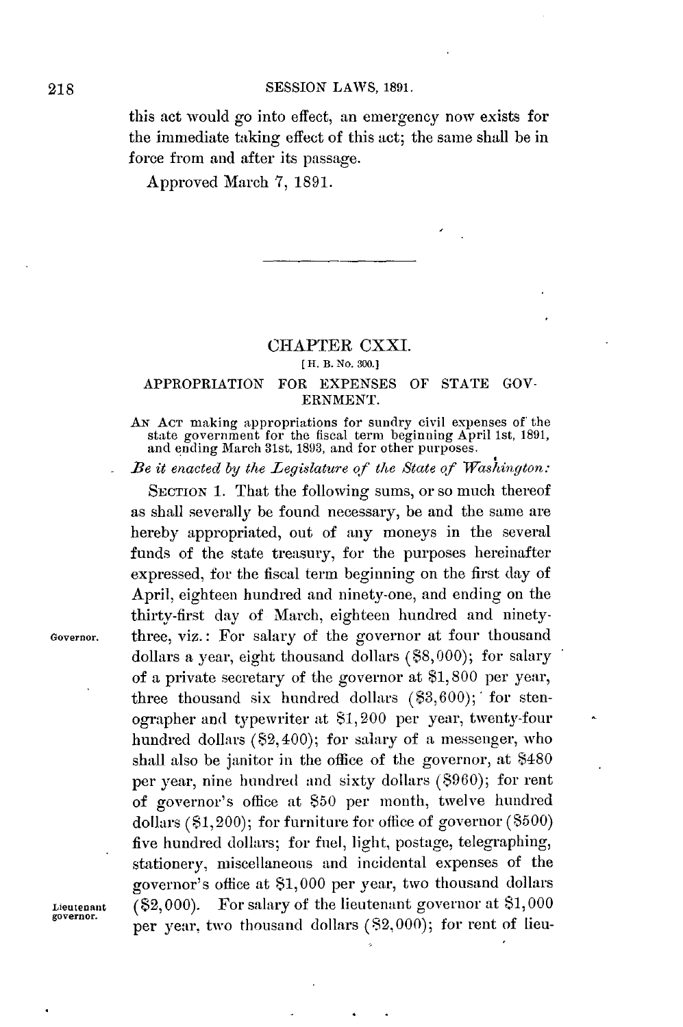this act would go into effect, an emergency now exists for the immediate taking effect of this act; the same shall be in force from and after its passage.

Approved March 7, 1891.

---

## CHAPTER CXXI.

[H. B. No. 300.]

### APPROPRIATION FOR EXPENSES OF STATE GOVERNMENT.

AN ACT making appropriations for sundry civil expenses of the state government for the fiscal term beginning April 1st, 1891, and ending March 31st, 1893, and for other purposes.

*Be it enacted by the Legislature of the State of Washington:*

SECTION 1. That the following sums, or so much thereof as shall severally be found necessary, be and the same are hereby appropriated, out of any moneys in the several funds of the state treasury, for the purposes hereinafter expressed, for the fiscal term beginning on the first day of April, eighteen hundred and ninety-one, and ending on the thirty-first day of March, eighteen hundred and ninety-three, viz.: For salary of the governor at four thousand dollars a year, eight thousand dollars ($8,000); for salary of a private secretary of the governor at $1,800 per year, three thousand six hundred dollars ($3,600); for stenographer and typewriter at $1,200 per year, twenty-four hundred dollars ($2,400); for salary of a messenger, who shall also be janitor in the office of the governor, at $480 per year, nine hundred and sixty dollars ($960); for rent of governor's office at $50 per month, twelve hundred dollars ($1,200); for furniture for office of governor ($500) five hundred dollars; for fuel, light, postage, telegraphing, stationery, miscellaneous and incidental expenses of the governor's office at $1,000 per year, two thousand dollars ($2,000). For salary of the lieutenant governor at $1,000 per year, two thousand dollars ($2,000); for rent of lieu-

Governor.

Lieutenant governor.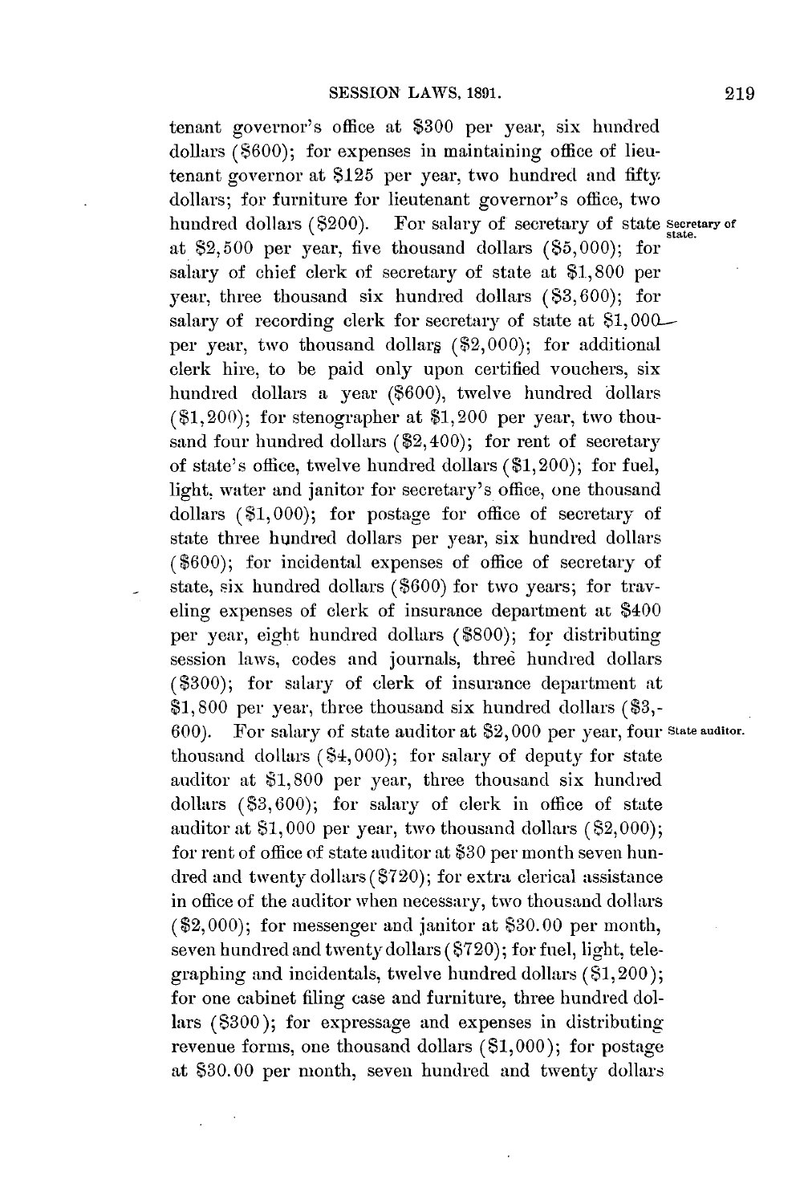tenant governor's office at $300 per year, six hundred dollars ($600); for expenses in maintaining office of lieutenant governor at $125 per year, two hundred and fifty dollars; for furniture for lieutenant governor's office, two hundred dollars ($200). For salary of secretary of state at $2,500 per year, five thousand dollars ($5,000); for salary of chief clerk of secretary of state at $1,800 per year, three thousand six hundred dollars ($3,600); for salary of recording clerk for secretary of state at $1,000 per year, two thousand dollars ($2,000); for additional clerk hire, to be paid only upon certified vouchers, six hundred dollars a year ($600), twelve hundred dollars ($1,200); for stenographer at $1,200 per year, two thousand four hundred dollars ($2,400); for rent of secretary of state's office, twelve hundred dollars ($1,200); for fuel, light, water and janitor for secretary's office, one thousand dollars ($1,000); for postage for office of secretary of state three hundred dollars per year, six hundred dollars ($600); for incidental expenses of office of secretary of state, six hundred dollars ($600) for two years; for traveling expenses of clerk of insurance department at $400 per year, eight hundred dollars ($800); for distributing session laws, codes and journals, three hundred dollars ($300); for salary of clerk of insurance department at $1,800 per year, three thousand six hundred dollars ($3,600). For salary of state auditor at $2,000 per year, four thousand dollars ($4,000); for salary of deputy for state auditor at $1,800 per year, three thousand six hundred dollars ($3,600); for salary of clerk in office of state auditor at $1,000 per year, two thousand dollars ($2,000); for rent of office of state auditor at $30 per month seven hundred and twenty dollars ($720); for extra clerical assistance in office of the auditor when necessary, two thousand dollars ($2,000); for messenger and janitor at $30.00 per month, seven hundred and twenty dollars ($720); for fuel, light, telegraphing and incidentals, twelve hundred dollars ($1,200); for one cabinet filing case and furniture, three hundred dollars ($300); for expressage and expenses in distributing revenue forms, one thousand dollars ($1,000); for postage at $30.00 per month, seven hundred and twenty dollars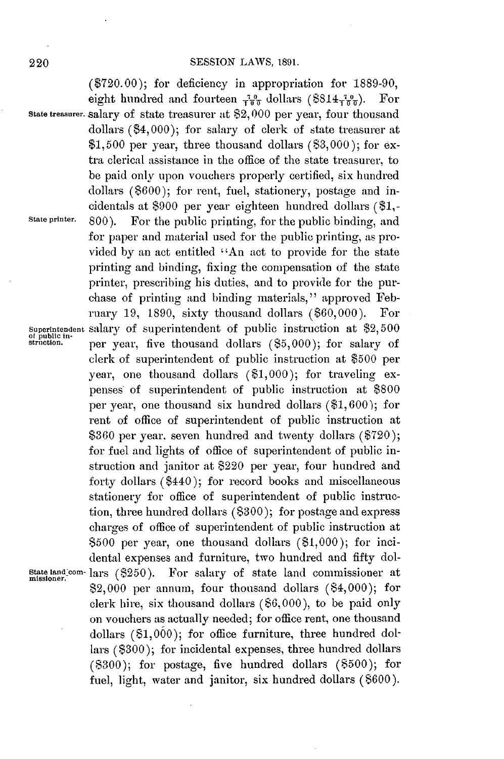($720.00); for deficiency in appropriation for 1889-90, eight hundred and fourteen $\frac{70}{100}$ dollars ($814$\frac{70}{100}$). For salary of state treasurer at $2,000 per year, four thousand dollars ($4,000); for salary of clerk of state treasurer at $1,500 per year, three thousand dollars ($3,000); for extra clerical assistance in the office of the state treasurer, to be paid only upon vouchers properly certified, six hundred dollars ($600); for rent, fuel, stationery, postage and incidentals at $900 per year eighteen hundred dollars ($1,800). For the public printing, for the public binding, and for paper and material used for the public printing, as provided by an act entitled "An act to provide for the state printing and binding, fixing the compensation of the state printer, prescribing his duties, and to provide for the purchase of printing and binding materials," approved February 19, 1890, sixty thousand dollars ($60,000). For salary of superintendent of public instruction at $2,500 per year, five thousand dollars ($5,000); for salary of clerk of superintendent of public instruction at $500 per year, one thousand dollars ($1,000); for traveling expenses of superintendent of public instruction at $800 per year, one thousand six hundred dollars ($1,600); for rent of office of superintendent of public instruction at $360 per year. seven hundred and twenty dollars ($720); for fuel and lights of office of superintendent of public instruction and janitor at $220 per year, four hundred and forty dollars ($440); for record books and miscellaneous stationery for office of superintendent of public instruction, three hundred dollars ($300); for postage and express charges of office of superintendent of public instruction at $500 per year, one thousand dollars ($1,000); for incidental expenses and furniture, two hundred and fifty dollars ($250). For salary of state land commissioner at $2,000 per annum, four thousand dollars ($4,000); for clerk hire, six thousand dollars ($6,000), to be paid only on vouchers as actually needed; for office rent, one thousand dollars ($1,000); for office furniture, three hundred dollars ($300); for incidental expenses, three hundred dollars ($300); for postage, five hundred dollars ($500); for fuel, light, water and janitor, six hundred dollars ($600).

State treasurer.

State printer.

Superintendent of public instruction.

State land commissioner.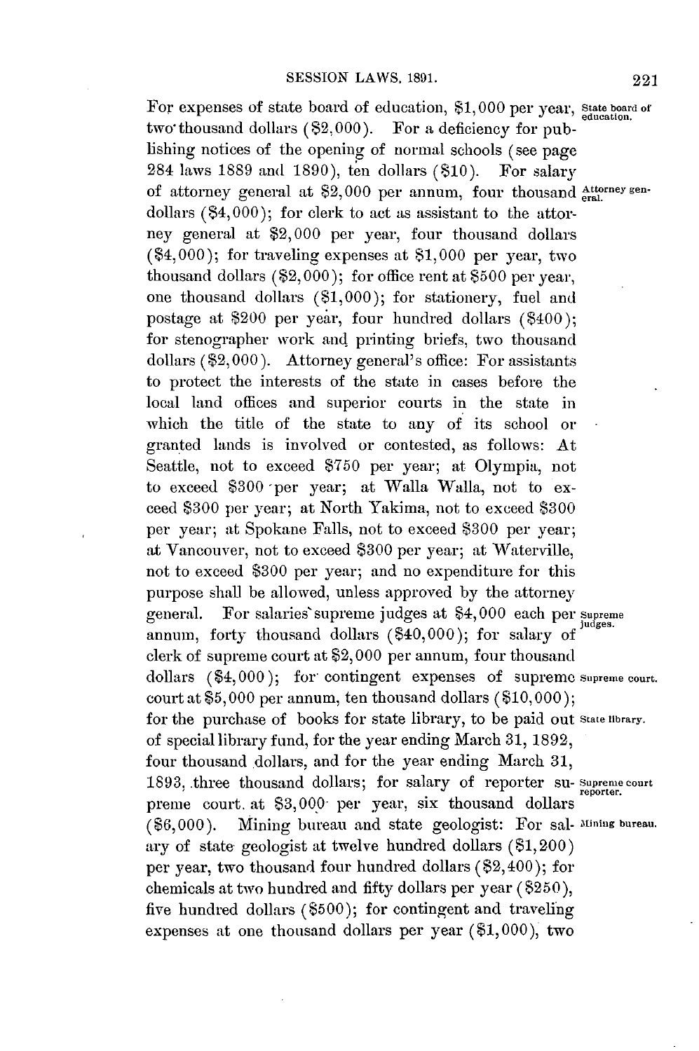For expenses of state board of education, $1,000 per year, two thousand dollars ($2,000). For a deficiency for publishing notices of the opening of normal schools (see page 284 laws 1889 and 1890), ten dollars ($10). For salary of attorney general at $2,000 per annum, four thousand dollars ($4,000); for clerk to act as assistant to the attorney general at $2,000 per year, four thousand dollars ($4,000); for traveling expenses at $1,000 per year, two thousand dollars ($2,000); for office rent at $500 per year, one thousand dollars ($1,000); for stationery, fuel and postage at $200 per year, four hundred dollars ($400); for stenographer work and printing briefs, two thousand dollars ($2,000). Attorney general's office: For assistants to protect the interests of the state in cases before the local land offices and superior courts in the state in which the title of the state to any of its school or granted lands is involved or contested, as follows: At Seattle, not to exceed $750 per year; at Olympia, not to exceed $300 per year; at Walla Walla, not to exceed $300 per year; at North Yakima, not to exceed $300 per year; at Spokane Falls, not to exceed $300 per year; at Vancouver, not to exceed $300 per year; at Waterville, not to exceed $300 per year; and no expenditure for this purpose shall be allowed, unless approved by the attorney general. For salaries supreme judges at $4,000 each per annum, forty thousand dollars ($40,000); for salary of clerk of supreme court at $2,000 per annum, four thousand dollars ($4,000); for contingent expenses of supreme court at $5,000 per annum, ten thousand dollars ($10,000); for the purchase of books for state library, to be paid out of special library fund, for the year ending March 31, 1892, four thousand dollars, and for the year ending March 31, 1893, three thousand dollars; for salary of reporter supreme court at $3,000 per year, six thousand dollars ($6,000). Mining bureau and state geologist: For salary of state geologist at twelve hundred dollars ($1,200) per year, two thousand four hundred dollars ($2,400); for chemicals at two hundred and fifty dollars per year ($250), five hundred dollars ($500); for contingent and traveling expenses at one thousand dollars per year ($1,000), two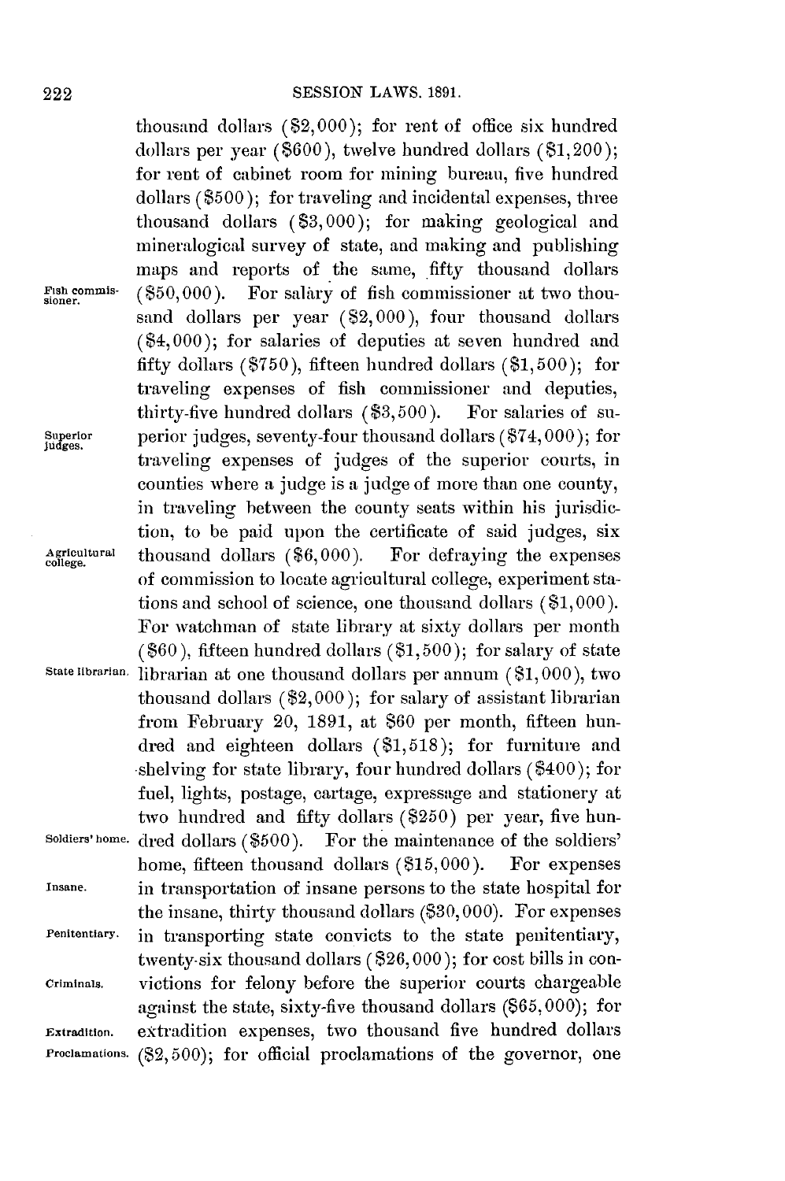thousand dollars ($2,000); for rent of office six hundred dollars per year ($600), twelve hundred dollars ($1,200); for rent of cabinet room for mining bureau, five hundred dollars ($500); for traveling and incidental expenses, three thousand dollars ($3,000); for making geological and mineralogical survey of state, and making and publishing maps and reports of the same, fifty thousand dollars ($50,000). For salary of fish commissioner at two thousand dollars per year ($2,000), four thousand dollars ($4,000); for salaries of deputies at seven hundred and fifty dollars ($750), fifteen hundred dollars ($1,500); for traveling expenses of fish commissioner and deputies, thirty-five hundred dollars ($3,500). For salaries of superior judges, seventy-four thousand dollars ($74,000); for traveling expenses of judges of the superior courts, in counties where a judge is a judge of more than one county, in traveling between the county seats within his jurisdiction, to be paid upon the certificate of said judges, six thousand dollars ($6,000). For defraying the expenses of commission to locate agricultural college, experiment stations and school of science, one thousand dollars ($1,000). For watchman of state library at sixty dollars per month ($60), fifteen hundred dollars ($1,500); for salary of state librarian at one thousand dollars per annum ($1,000), two thousand dollars ($2,000); for salary of assistant librarian from February 20, 1891, at $60 per month, fifteen hundred and eighteen dollars ($1,518); for furniture and shelving for state library, four hundred dollars ($400); for fuel, lights, postage, cartage, expressage and stationery at two hundred and fifty dollars ($250) per year, five hundred dollars ($500). For the maintenance of the soldiers' home, fifteen thousand dollars ($15,000). For expenses in transportation of insane persons to the state hospital for the insane, thirty thousand dollars ($30,000). For expenses in transporting state convicts to the state penitentiary, twenty-six thousand dollars ($26,000); for cost bills in convictions for felony before the superior courts chargeable against the state, sixty-five thousand dollars ($65,000); for extradition expenses, two thousand five hundred dollars ($2,500); for official proclamations of the governor, one

Fish commissioner.

Superior judges.

Agricultural college.

State librarian.

Soldiers' home.

Insane.

Penitentiary.

Criminals.

Extradition.

Proclamations.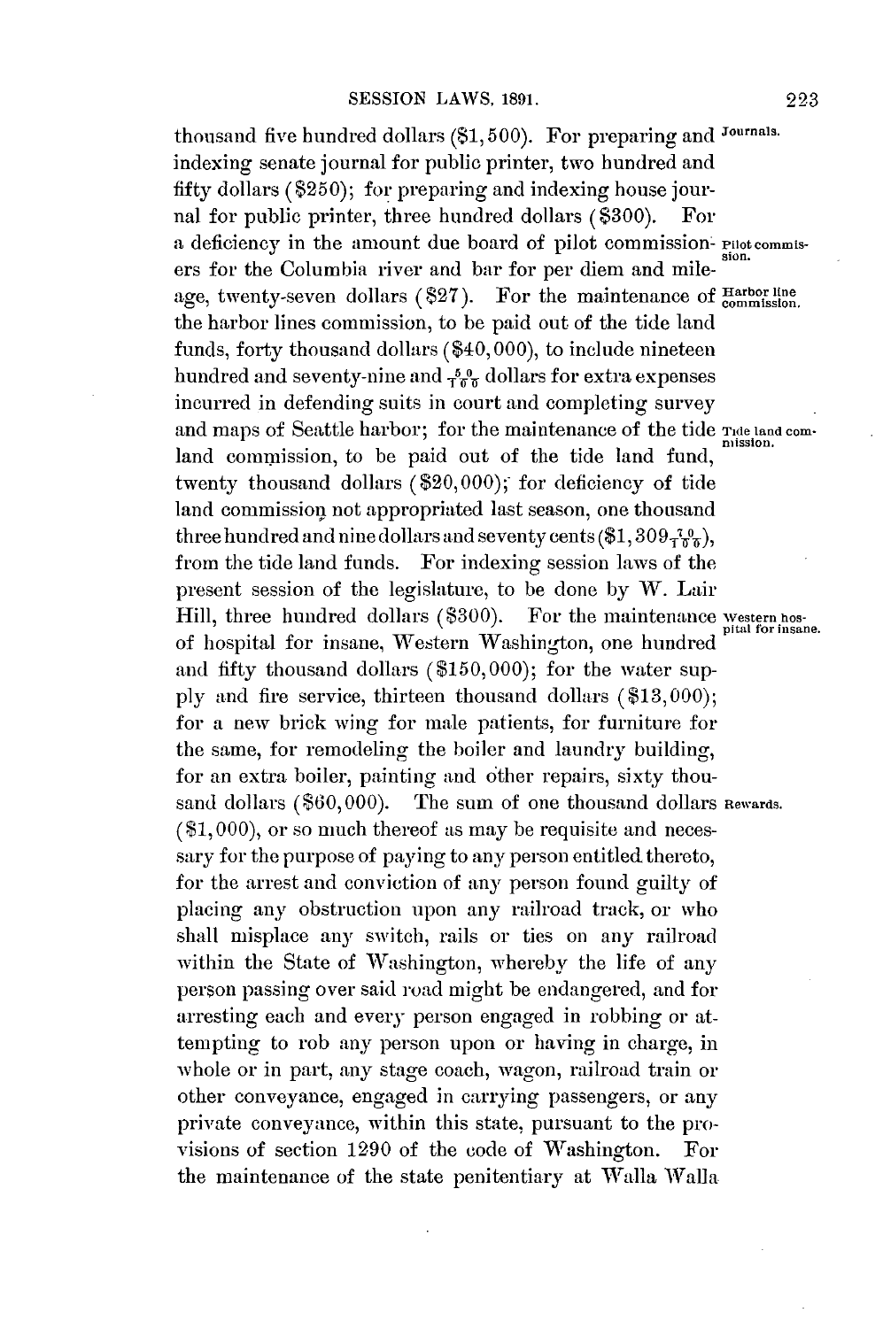thousand five hundred dollars ($1,500). For preparing and indexing senate journal for public printer, two hundred and fifty dollars ($250); for preparing and indexing house journal for public printer, three hundred dollars ($300). For a deficiency in the amount due board of pilot commissioners for the Columbia river and bar for per diem and mileage, twenty-seven dollars ($27). For the maintenance of the harbor lines commission, to be paid out of the tide land funds, forty thousand dollars ($40,000), to include nineteen hundred and seventy-nine and $\frac{50}{100}$ dollars for extra expenses incurred in defending suits in court and completing survey and maps of Seattle harbor; for the maintenance of the tide land commission, to be paid out of the tide land fund, twenty thousand dollars ($20,000); for deficiency of tide land commission not appropriated last season, one thousand three hundred and nine dollars and seventy cents ($1,309$\frac{70}{100}$), from the tide land funds. For indexing session laws of the present session of the legislature, to be done by W. Lair Hill, three hundred dollars ($300). For the maintenance of hospital for insane, Western Washington, one hundred and fifty thousand dollars ($150,000); for the water supply and fire service, thirteen thousand dollars ($13,000); for a new brick wing for male patients, for furniture for the same, for remodeling the boiler and laundry building, for an extra boiler, painting and other repairs, sixty thousand dollars ($60,000). The sum of one thousand dollars ($1,000), or so much thereof as may be requisite and necessary for the purpose of paying to any person entitled thereto, for the arrest and conviction of any person found guilty of placing any obstruction upon any railroad track, or who shall misplace any switch, rails or ties on any railroad within the State of Washington, whereby the life of any person passing over said road might be endangered, and for arresting each and every person engaged in robbing or attempting to rob any person upon or having in charge, in whole or in part, any stage coach, wagon, railroad train or other conveyance, engaged in carrying passengers, or any private conveyance, within this state, pursuant to the provisions of section 1290 of the code of Washington. For the maintenance of the state penitentiary at Walla Walla

*Journals.*

*Pilot commission.*

*Harbor line commission.*

*Tide land commission.*

*Western hospital for insane.*

*Rewards.*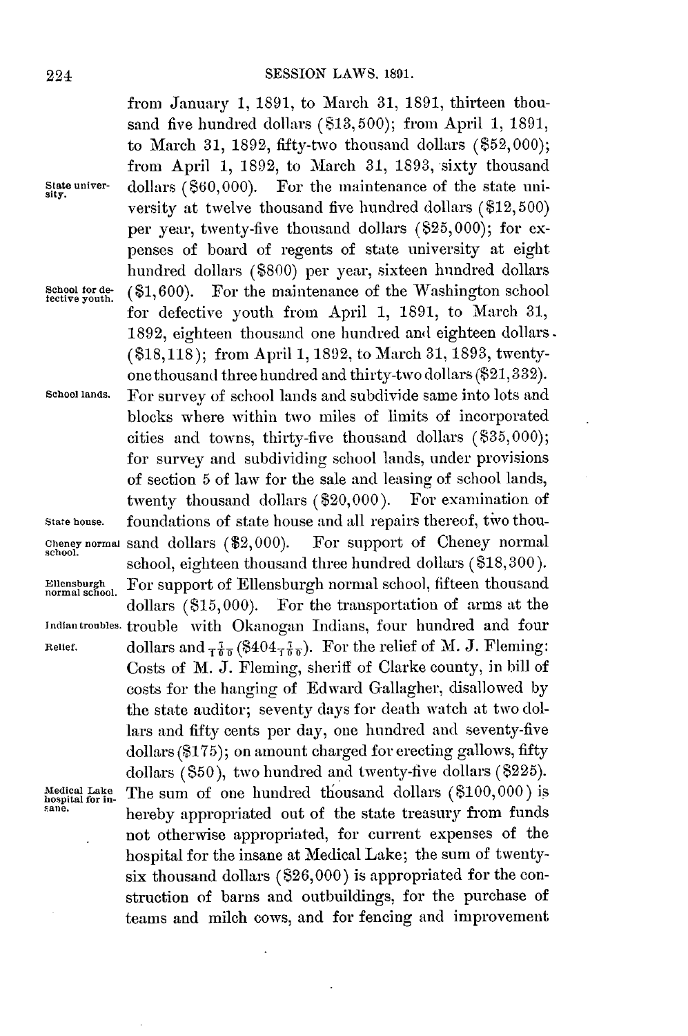from January 1, 1891, to March 31, 1891, thirteen thousand five hundred dollars ($13,500); from April 1, 1891, to March 31, 1892, fifty-two thousand dollars ($52,000); from April 1, 1892, to March 31, 1893, sixty thousand dollars ($60,000). For the maintenance of the state university at twelve thousand five hundred dollars ($12,500) per year, twenty-five thousand dollars ($25,000); for expenses of board of regents of state university at eight hundred dollars ($800) per year, sixteen hundred dollars ($1,600). For the maintenance of the Washington school for defective youth from April 1, 1891, to March 31, 1892, eighteen thousand one hundred and eighteen dollars ($18,118); from April 1, 1892, to March 31, 1893, twenty-one thousand three hundred and thirty-two dollars ($21,332). For survey of school lands and subdivide same into lots and blocks where within two miles of limits of incorporated cities and towns, thirty-five thousand dollars ($35,000); for survey and subdividing school lands, under provisions of section 5 of law for the sale and leasing of school lands, twenty thousand dollars ($20,000). For examination of foundations of state house and all repairs thereof, two thousand dollars ($2,000). For support of Cheney normal school, eighteen thousand three hundred dollars ($18,300). For support of Ellensburgh normal school, fifteen thousand dollars ($15,000). For the transportation of arms at the trouble with Okanogan Indians, four hundred and four dollars and $\frac{7}{100}$ ($404\frac{7}{100}$). For the relief of M. J. Fleming: Costs of M. J. Fleming, sheriff of Clarke county, in bill of costs for the hanging of Edward Gallagher, disallowed by the state auditor; seventy days for death watch at two dollars and fifty cents per day, one hundred and seventy-five dollars ($175); on amount charged for erecting gallows, fifty dollars ($50), two hundred and twenty-five dollars ($225). The sum of one hundred thousand dollars ($100,000) is hereby appropriated out of the state treasury from funds not otherwise appropriated, for current expenses of the hospital for the insane at Medical Lake; the sum of twenty-six thousand dollars ($26,000) is appropriated for the construction of barns and outbuildings, for the purchase of teams and milch cows, and for fencing and improvement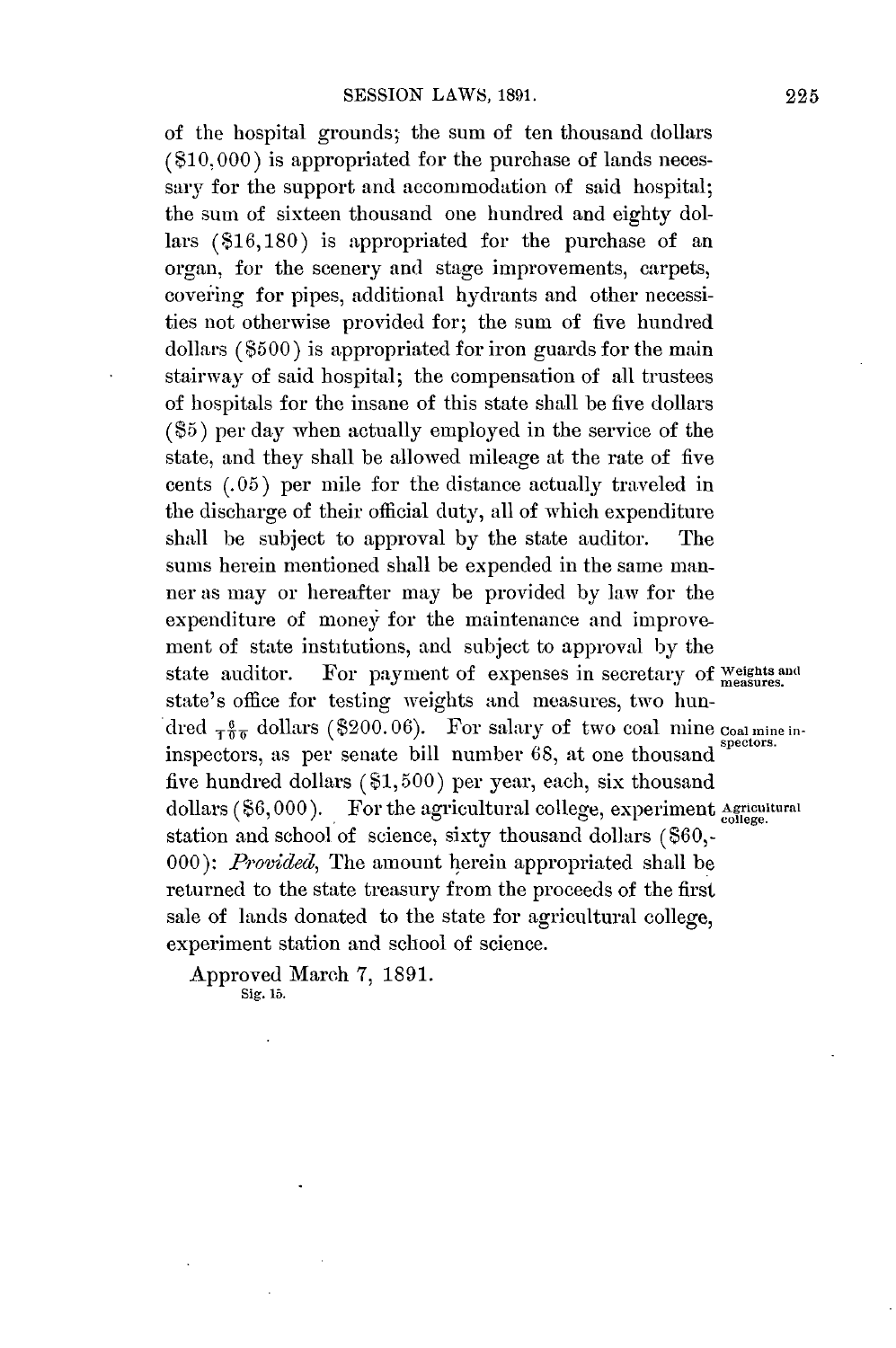of the hospital grounds; the sum of ten thousand dollars ($10,000) is appropriated for the purchase of lands necessary for the support and accommodation of said hospital; the sum of sixteen thousand one hundred and eighty dollars ($16,180) is appropriated for the purchase of an organ, for the scenery and stage improvements, carpets, covering for pipes, additional hydrants and other necessities not otherwise provided for; the sum of five hundred dollars ($500) is appropriated for iron guards for the main stairway of said hospital; the compensation of all trustees of hospitals for the insane of this state shall be five dollars ($5) per day when actually employed in the service of the state, and they shall be allowed mileage at the rate of five cents (.05) per mile for the distance actually traveled in the discharge of their official duty, all of which expenditure shall be subject to approval by the state auditor. The sums herein mentioned shall be expended in the same manner as may or hereafter may be provided by law for the expenditure of money for the maintenance and improvement of state institutions, and subject to approval by the state auditor. For payment of expenses in secretary of state's office for testing weights and measures, two hundred $\frac{6}{100}$ dollars ($200.06). For salary of two coal mine inspectors, as per senate bill number 68, at one thousand five hundred dollars ($1,500) per year, each, six thousand dollars ($6,000). For the agricultural college, experiment station and school of science, sixty thousand dollars ($60,000): *Provided*, The amount herein appropriated shall be returned to the state treasury from the proceeds of the first sale of lands donated to the state for agricultural college, experiment station and school of science.

Weights and measures.

Coal mine inspectors.

Agricultural college.

Approved March 7, 1891.

Sig. 15.